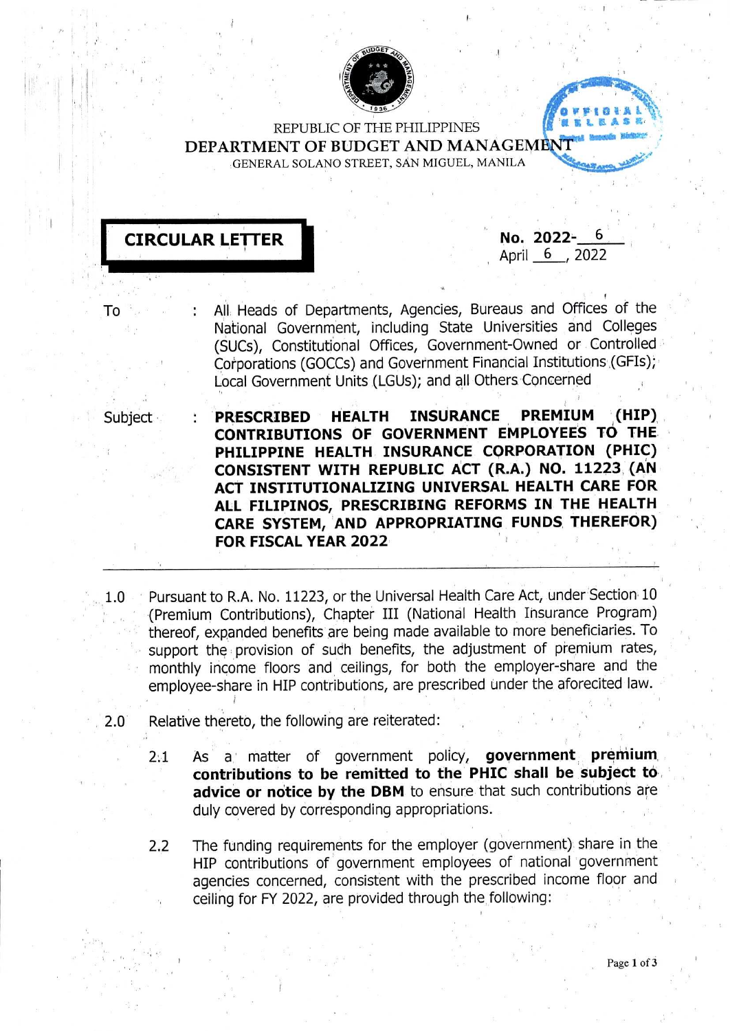REPUBLIC OF THE PHILIPPINES
**DEPARTMENT OF BUDGET AND MANAGEMENT**
GENERAL SOLANO STREET, SAN MIGUEL, MANILA

OFFICIAL RELEASE

## CIRCULAR LETTER

**No. 2022-** 6
April 6, 2022

| | | |
|---|---|---|
| To | : | All Heads of Departments, Agencies, Bureaus and Offices of the National Government, including State Universities and Colleges (SUCs), Constitutional Offices, Government-Owned or Controlled Corporations (GOCCs) and Government Financial Institutions (GFIs); Local Government Units (LGUs); and all Others Concerned |
| Subject | : | **PRESCRIBED HEALTH INSURANCE PREMIUM (HIP) CONTRIBUTIONS OF GOVERNMENT EMPLOYEES TO THE PHILIPPINE HEALTH INSURANCE CORPORATION (PHIC) CONSISTENT WITH REPUBLIC ACT (R.A.) NO. 11223 (AN ACT INSTITUTIONALIZING UNIVERSAL HEALTH CARE FOR ALL FILIPINOS, PRESCRIBING REFORMS IN THE HEALTH CARE SYSTEM, AND APPROPRIATING FUNDS THEREFOR) FOR FISCAL YEAR 2022** |

---

1.0 Pursuant to R.A. No. 11223, or the Universal Health Care Act, under Section 10 (Premium Contributions), Chapter III (National Health Insurance Program) thereof, expanded benefits are being made available to more beneficiaries. To support the provision of such benefits, the adjustment of premium rates, monthly income floors and ceilings, for both the employer-share and the employee-share in HIP contributions, are prescribed under the aforecited law.

2.0 Relative thereto, the following are reiterated:

2.1 As a matter of government policy, **government premium contributions to be remitted to the PHIC shall be subject to advice or notice by the DBM** to ensure that such contributions are duly covered by corresponding appropriations.

2.2 The funding requirements for the employer (government) share in the HIP contributions of government employees of national government agencies concerned, consistent with the prescribed income floor and ceiling for FY 2022, are provided through the following: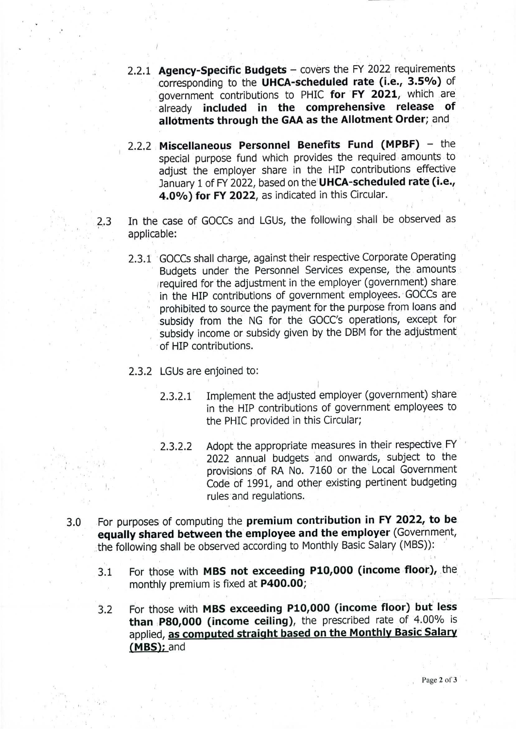2.2.1 **Agency-Specific Budgets** – covers the FY 2022 requirements corresponding to the **UHCA-scheduled rate (i.e., 3.5%)** of government contributions to PHIC **for FY 2021**, which are already **included in the comprehensive release of allotments through the GAA as the Allotment Order**; and

2.2.2 **Miscellaneous Personnel Benefits Fund (MPBF)** – the special purpose fund which provides the required amounts to adjust the employer share in the HIP contributions effective January 1 of FY 2022, based on the **UHCA-scheduled rate (i.e., 4.0%) for FY 2022**, as indicated in this Circular.

2.3 In the case of GOCCs and LGUs, the following shall be observed as applicable:

2.3.1 GOCCs shall charge, against their respective Corporate Operating Budgets under the Personnel Services expense, the amounts required for the adjustment in the employer (government) share in the HIP contributions of government employees. GOCCs are prohibited to source the payment for the purpose from loans and subsidy from the NG for the GOCC's operations, except for subsidy income or subsidy given by the DBM for the adjustment of HIP contributions.

2.3.2 LGUs are enjoined to:

2.3.2.1 Implement the adjusted employer (government) share in the HIP contributions of government employees to the PHIC provided in this Circular;

2.3.2.2 Adopt the appropriate measures in their respective FY 2022 annual budgets and onwards, subject to the provisions of RA No. 7160 or the Local Government Code of 1991, and other existing pertinent budgeting rules and regulations.

3.0 For purposes of computing the **premium contribution in FY 2022, to be equally shared between the employee and the employer** (Government, the following shall be observed according to Monthly Basic Salary (MBS)):

3.1 For those with **MBS not exceeding P10,000 (income floor),** the monthly premium is fixed at **P400.00**;

3.2 For those with **MBS exceeding P10,000 (income floor) but less than P80,000 (income ceiling)**, the prescribed rate of 4.00% is applied, **<u>as computed straight based on the Monthly Basic Salary (MBS);</u>** and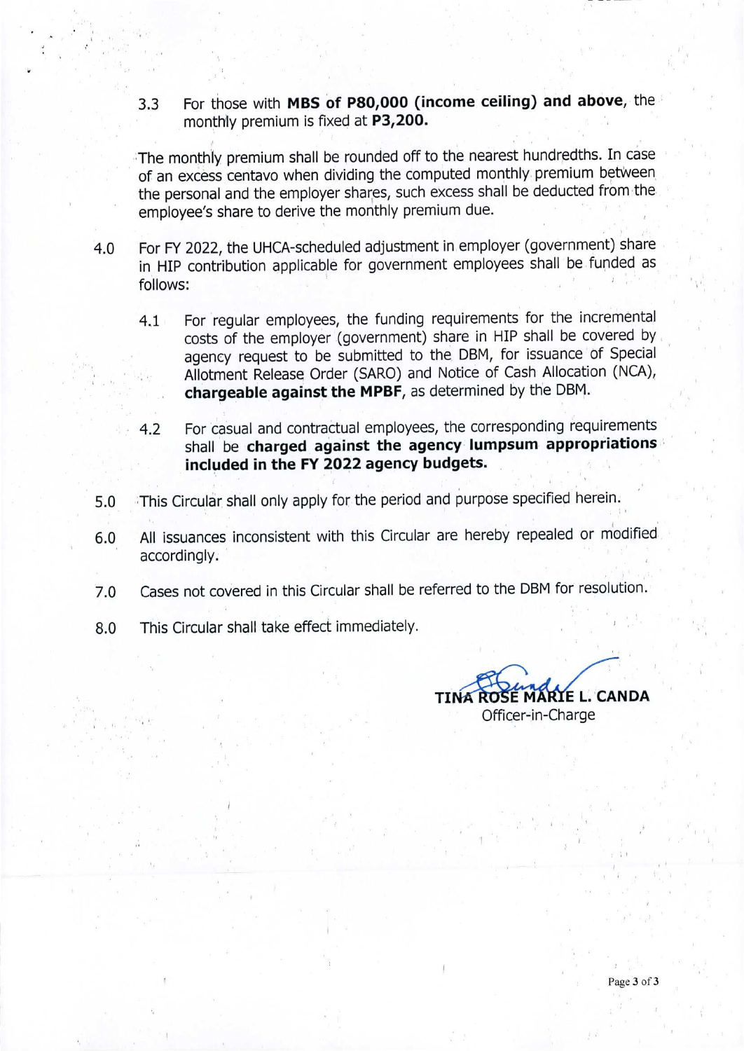3.3 For those with **MBS of P80,000 (income ceiling) and above**, the monthly premium is fixed at **P3,200.**

The monthly premium shall be rounded off to the nearest hundredths. In case of an excess centavo when dividing the computed monthly premium between the personal and the employer shares, such excess shall be deducted from the employee's share to derive the monthly premium due.

4.0 For FY 2022, the UHCA-scheduled adjustment in employer (government) share in HIP contribution applicable for government employees shall be funded as follows:

4.1 For regular employees, the funding requirements for the incremental costs of the employer (government) share in HIP shall be covered by agency request to be submitted to the DBM, for issuance of Special Allotment Release Order (SARO) and Notice of Cash Allocation (NCA), **chargeable against the MPBF**, as determined by the DBM.

4.2 For casual and contractual employees, the corresponding requirements shall be **charged against the agency lumpsum appropriations included in the FY 2022 agency budgets.**

5.0 This Circular shall only apply for the period and purpose specified herein.

6.0 All issuances inconsistent with this Circular are hereby repealed or modified accordingly.

7.0 Cases not covered in this Circular shall be referred to the DBM for resolution.

8.0 This Circular shall take effect immediately.

**TINA ROSE MARIE L. CANDA**
Officer-in-Charge